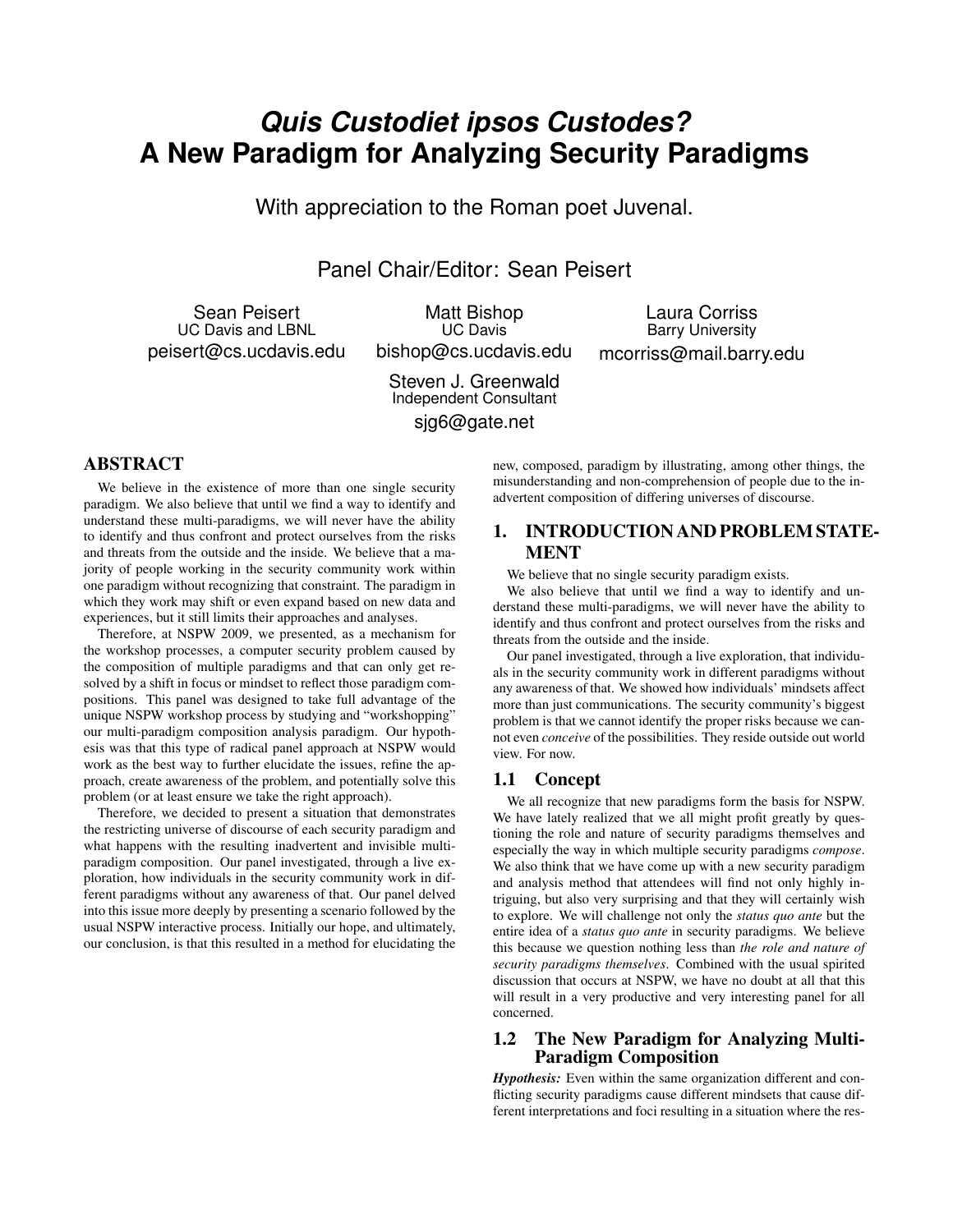# *Quis Custodiet ipsos Custodes?* A New Paradigm for Analyzing Security Paradigms

With appreciation to the Roman poet Juvenal.

Panel Chair/Editor: Sean Peisert

Sean Peisert
UC Davis and LBNL
peisert@cs.ucdavis.edu

Matt Bishop
UC Davis
bishop@cs.ucdavis.edu

Laura Corriss
Barry University
mcorriss@mail.barry.edu

Steven J. Greenwald
Independent Consultant
sjg6@gate.net

## ABSTRACT

We believe in the existence of more than one single security paradigm. We also believe that until we find a way to identify and understand these multi-paradigms, we will never have the ability to identify and thus confront and protect ourselves from the risks and threats from the outside and the inside. We believe that a majority of people working in the security community work within one paradigm without recognizing that constraint. The paradigm in which they work may shift or even expand based on new data and experiences, but it still limits their approaches and analyses.

Therefore, at NSPW 2009, we presented, as a mechanism for the workshop processes, a computer security problem caused by the composition of multiple paradigms and that can only get resolved by a shift in focus or mindset to reflect those paradigm compositions. This panel was designed to take full advantage of the unique NSPW workshop process by studying and "workshopping" our multi-paradigm composition analysis paradigm. Our hypothesis was that this type of radical panel approach at NSPW would work as the best way to further elucidate the issues, refine the approach, create awareness of the problem, and potentially solve this problem (or at least ensure we take the right approach).

Therefore, we decided to present a situation that demonstrates the restricting universe of discourse of each security paradigm and what happens with the resulting inadvertent and invisible multi-paradigm composition. Our panel investigated, through a live exploration, how individuals in the security community work in different paradigms without any awareness of that. Our panel delved into this issue more deeply by presenting a scenario followed by the usual NSPW interactive process. Initially our hope, and ultimately, our conclusion, is that this resulted in a method for elucidating the new, composed, paradigm by illustrating, among other things, the misunderstanding and non-comprehension of people due to the inadvertent composition of differing universes of discourse.

## 1. INTRODUCTION AND PROBLEM STATEMENT

We believe that no single security paradigm exists.

We also believe that until we find a way to identify and understand these multi-paradigms, we will never have the ability to identify and thus confront and protect ourselves from the risks and threats from the outside and the inside.

Our panel investigated, through a live exploration, that individuals in the security community work in different paradigms without any awareness of that. We showed how individuals' mindsets affect more than just communications. The security community's biggest problem is that we cannot identify the proper risks because we cannot even *conceive* of the possibilities. They reside outside out world view. For now.

### 1.1 Concept

We all recognize that new paradigms form the basis for NSPW. We have lately realized that we all might profit greatly by questioning the role and nature of security paradigms themselves and especially the way in which multiple security paradigms *compose*. We also think that we have come up with a new security paradigm and analysis method that attendees will find not only highly intriguing, but also very surprising and that they will certainly wish to explore. We will challenge not only the *status quo ante* but the entire idea of a *status quo ante* in security paradigms. We believe this because we question nothing less than *the role and nature of security paradigms themselves*. Combined with the usual spirited discussion that occurs at NSPW, we have no doubt at all that this will result in a very productive and very interesting panel for all concerned.

### 1.2 The New Paradigm for Analyzing Multi-Paradigm Composition

***Hypothesis:*** Even within the same organization different and conflicting security paradigms cause different mindsets that cause different interpretations and foci resulting in a situation where the res-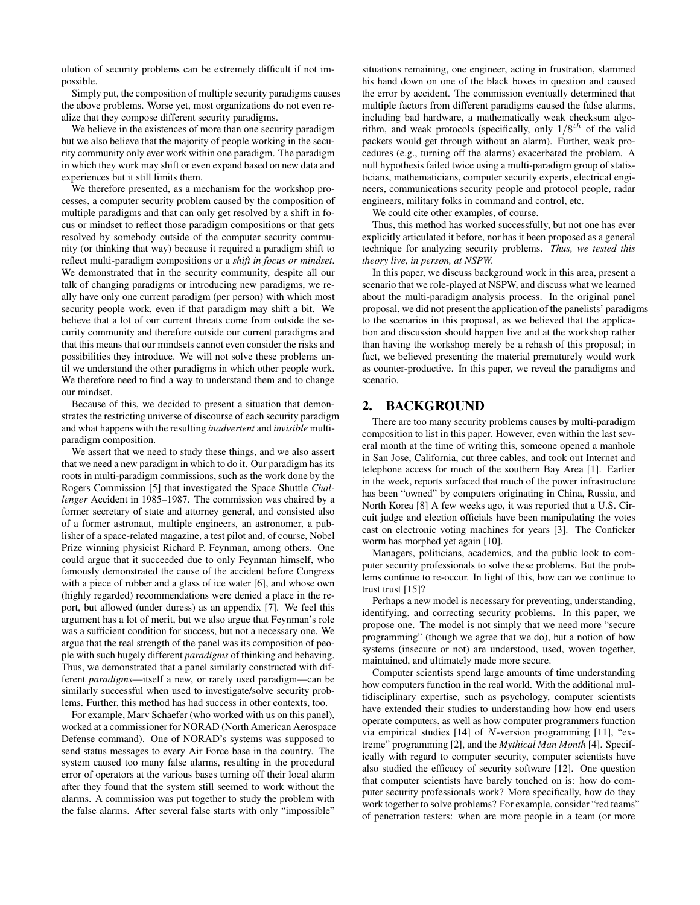olution of security problems can be extremely difficult if not impossible.

Simply put, the composition of multiple security paradigms causes the above problems. Worse yet, most organizations do not even realize that they compose different security paradigms.

We believe in the existences of more than one security paradigm but we also believe that the majority of people working in the security community only ever work within one paradigm. The paradigm in which they work may shift or even expand based on new data and experiences but it still limits them.

We therefore presented, as a mechanism for the workshop processes, a computer security problem caused by the composition of multiple paradigms and that can only get resolved by a shift in focus or mindset to reflect those paradigm compositions or that gets resolved by somebody outside of the computer security community (or thinking that way) because it required a paradigm shift to reflect multi-paradigm compositions or a *shift in focus or mindset*. We demonstrated that in the security community, despite all our talk of changing paradigms or introducing new paradigms, we really have only one current paradigm (per person) with which most security people work, even if that paradigm may shift a bit. We believe that a lot of our current threats come from outside the security community and therefore outside our current paradigms and that this means that our mindsets cannot even consider the risks and possibilities they introduce. We will not solve these problems until we understand the other paradigms in which other people work. We therefore need to find a way to understand them and to change our mindset.

Because of this, we decided to present a situation that demonstrates the restricting universe of discourse of each security paradigm and what happens with the resulting *inadvertent* and *invisible* multi-paradigm composition.

We assert that we need to study these things, and we also assert that we need a new paradigm in which to do it. Our paradigm has its roots in multi-paradigm commissions, such as the work done by the Rogers Commission [5] that investigated the Space Shuttle *Challenger* Accident in 1985–1987. The commission was chaired by a former secretary of state and attorney general, and consisted also of a former astronaut, multiple engineers, an astronomer, a publisher of a space-related magazine, a test pilot and, of course, Nobel Prize winning physicist Richard P. Feynman, among others. One could argue that it succeeded due to only Feynman himself, who famously demonstrated the cause of the accident before Congress with a piece of rubber and a glass of ice water [6], and whose own (highly regarded) recommendations were denied a place in the report, but allowed (under duress) as an appendix [7]. We feel this argument has a lot of merit, but we also argue that Feynman's role was a sufficient condition for success, but not a necessary one. We argue that the real strength of the panel was its composition of people with such hugely different *paradigms* of thinking and behaving. Thus, we demonstrated that a panel similarly constructed with different *paradigms*—itself a new, or rarely used paradigm—can be similarly successful when used to investigate/solve security problems. Further, this method has had success in other contexts, too.

For example, Marv Schaefer (who worked with us on this panel), worked at a commissioner for NORAD (North American Aerospace Defense command). One of NORAD's systems was supposed to send status messages to every Air Force base in the country. The system caused too many false alarms, resulting in the procedural error of operators at the various bases turning off their local alarm after they found that the system still seemed to work without the alarms. A commission was put together to study the problem with the false alarms. After several false starts with only "impossible" situations remaining, one engineer, acting in frustration, slammed his hand down on one of the black boxes in question and caused the error by accident. The commission eventually determined that multiple factors from different paradigms caused the false alarms, including bad hardware, a mathematically weak checksum algorithm, and weak protocols (specifically, only $1/8^{th}$ of the valid packets would get through without an alarm). Further, weak procedures (e.g., turning off the alarms) exacerbated the problem. A null hypothesis failed twice using a multi-paradigm group of statisticians, mathematicians, computer security experts, electrical engineers, communications security people and protocol people, radar engineers, military folks in command and control, etc.

We could cite other examples, of course.

Thus, this method has worked successfully, but not one has ever explicitly articulated it before, nor has it been proposed as a general technique for analyzing security problems. *Thus, we tested this theory live, in person, at NSPW.*

In this paper, we discuss background work in this area, present a scenario that we role-played at NSPW, and discuss what we learned about the multi-paradigm analysis process. In the original panel proposal, we did not present the application of the panelists' paradigms to the scenarios in this proposal, as we believed that the application and discussion should happen live and at the workshop rather than having the workshop merely be a rehash of this proposal; in fact, we believed presenting the material prematurely would work as counter-productive. In this paper, we reveal the paradigms and scenario.

## 2. BACKGROUND

There are too many security problems causes by multi-paradigm composition to list in this paper. However, even within the last several month at the time of writing this, someone opened a manhole in San Jose, California, cut three cables, and took out Internet and telephone access for much of the southern Bay Area [1]. Earlier in the week, reports surfaced that much of the power infrastructure has been "owned" by computers originating in China, Russia, and North Korea [8] A few weeks ago, it was reported that a U.S. Circuit judge and election officials have been manipulating the votes cast on electronic voting machines for years [3]. The Conficker worm has morphed yet again [10].

Managers, politicians, academics, and the public look to computer security professionals to solve these problems. But the problems continue to re-occur. In light of this, how can we continue to trust trust [15]?

Perhaps a new model is necessary for preventing, understanding, identifying, and correcting security problems. In this paper, we propose one. The model is not simply that we need more "secure programming" (though we agree that we do), but a notion of how systems (insecure or not) are understood, used, woven together, maintained, and ultimately made more secure.

Computer scientists spend large amounts of time understanding how computers function in the real world. With the additional multidisciplinary expertise, such as psychology, computer scientists have extended their studies to understanding how how end users operate computers, as well as how computer programmers function via empirical studies [14] of $N$-version programming [11], "extreme" programming [2], and the *Mythical Man Month* [4]. Specifically with regard to computer security, computer scientists have also studied the efficacy of security software [12]. One question that computer scientists have barely touched on is: how do computer security professionals work? More specifically, how do they work together to solve problems? For example, consider "red teams" of penetration testers: when are more people in a team (or more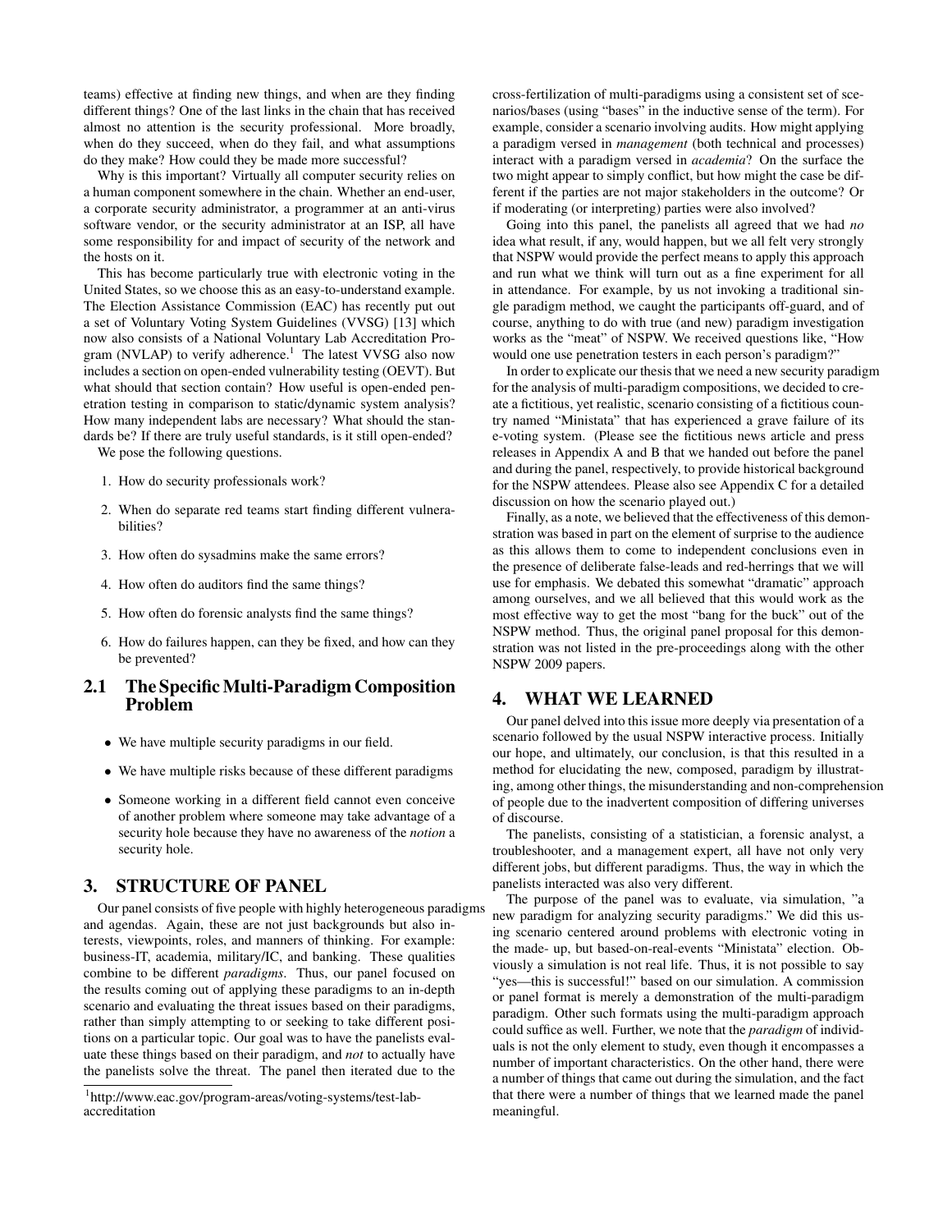teams) effective at finding new things, and when are they finding different things? One of the last links in the chain that has received almost no attention is the security professional. More broadly, when do they succeed, when do they fail, and what assumptions do they make? How could they be made more successful?

Why is this important? Virtually all computer security relies on a human component somewhere in the chain. Whether an end-user, a corporate security administrator, a programmer at an anti-virus software vendor, or the security administrator at an ISP, all have some responsibility for and impact of security of the network and the hosts on it.

This has become particularly true with electronic voting in the United States, so we choose this as an easy-to-understand example. The Election Assistance Commission (EAC) has recently put out a set of Voluntary Voting System Guidelines (VVSG) [13] which now also consists of a National Voluntary Lab Accreditation Program (NVLAP) to verify adherence.[1] The latest VVSG also now includes a section on open-ended vulnerability testing (OEVT). But what should that section contain? How useful is open-ended penetration testing in comparison to static/dynamic system analysis? How many independent labs are necessary? What should the standards be? If there are truly useful standards, is it still open-ended?

We pose the following questions.

1. How do security professionals work?
2. When do separate red teams start finding different vulnerabilities?
3. How often do sysadmins make the same errors?
4. How often do auditors find the same things?
5. How often do forensic analysts find the same things?
6. How do failures happen, can they be fixed, and how can they be prevented?

## 2.1 The Specific Multi-Paradigm Composition Problem

- We have multiple security paradigms in our field.
- We have multiple risks because of these different paradigms
- Someone working in a different field cannot even conceive of another problem where someone may take advantage of a security hole because they have no awareness of the *notion* a security hole.

## 3. STRUCTURE OF PANEL

Our panel consists of five people with highly heterogeneous paradigms and agendas. Again, these are not just backgrounds but also interests, viewpoints, roles, and manners of thinking. For example: business-IT, academia, military/IC, and banking. These qualities combine to be different *paradigms*. Thus, our panel focused on the results coming out of applying these paradigms to an in-depth scenario and evaluating the threat issues based on their paradigms, rather than simply attempting to or seeking to take different positions on a particular topic. Our goal was to have the panelists evaluate these things based on their paradigm, and *not* to actually have the panelists solve the threat. The panel then iterated due to the cross-fertilization of multi-paradigms using a consistent set of scenarios/bases (using "bases" in the inductive sense of the term). For example, consider a scenario involving audits. How might applying a paradigm versed in *management* (both technical and processes) interact with a paradigm versed in *academia*? On the surface the two might appear to simply conflict, but how might the case be different if the parties are not major stakeholders in the outcome? Or if moderating (or interpreting) parties were also involved?

Going into this panel, the panelists all agreed that we had *no* idea what result, if any, would happen, but we all felt very strongly that NSPW would provide the perfect means to apply this approach and run what we think will turn out as a fine experiment for all in attendance. For example, by us not invoking a traditional single paradigm method, we caught the participants off-guard, and of course, anything to do with true (and new) paradigm investigation works as the "meat" of NSPW. We received questions like, "How would one use penetration testers in each person's paradigm?"

In order to explicate our thesis that we need a new security paradigm for the analysis of multi-paradigm compositions, we decided to create a fictitious, yet realistic, scenario consisting of a fictitious country named "Ministata" that has experienced a grave failure of its e-voting system. (Please see the fictitious news article and press releases in Appendix A and B that we handed out before the panel and during the panel, respectively, to provide historical background for the NSPW attendees. Please also see Appendix C for a detailed discussion on how the scenario played out.)

Finally, as a note, we believed that the effectiveness of this demonstration was based in part on the element of surprise to the audience as this allows them to come to independent conclusions even in the presence of deliberate false-leads and red-herrings that we will use for emphasis. We debated this somewhat "dramatic" approach among ourselves, and we all believed that this would work as the most effective way to get the most "bang for the buck" out of the NSPW method. Thus, the original panel proposal for this demonstration was not listed in the pre-proceedings along with the other NSPW 2009 papers.

## 4. WHAT WE LEARNED

Our panel delved into this issue more deeply via presentation of a scenario followed by the usual NSPW interactive process. Initially our hope, and ultimately, our conclusion, is that this resulted in a method for elucidating the new, composed, paradigm by illustrating, among other things, the misunderstanding and non-comprehension of people due to the inadvertent composition of differing universes of discourse.

The panelists, consisting of a statistician, a forensic analyst, a troubleshooter, and a management expert, all have not only very different jobs, but different paradigms. Thus, the way in which the panelists interacted was also very different.

The purpose of the panel was to evaluate, via simulation, "a new paradigm for analyzing security paradigms." We did this using scenario centered around problems with electronic voting in the made- up, but based-on-real-events "Ministata" election. Obviously a simulation is not real life. Thus, it is not possible to say "yes—this is successful!" based on our simulation. A commission or panel format is merely a demonstration of the multi-paradigm paradigm. Other such formats using the multi-paradigm approach could suffice as well. Further, we note that the *paradigm* of individuals is not the only element to study, even though it encompasses a number of important characteristics. On the other hand, there were a number of things that came out during the simulation, and the fact that there were a number of things that we learned made the panel meaningful.

[1] http://www.eac.gov/program-areas/voting-systems/test-lab-accreditation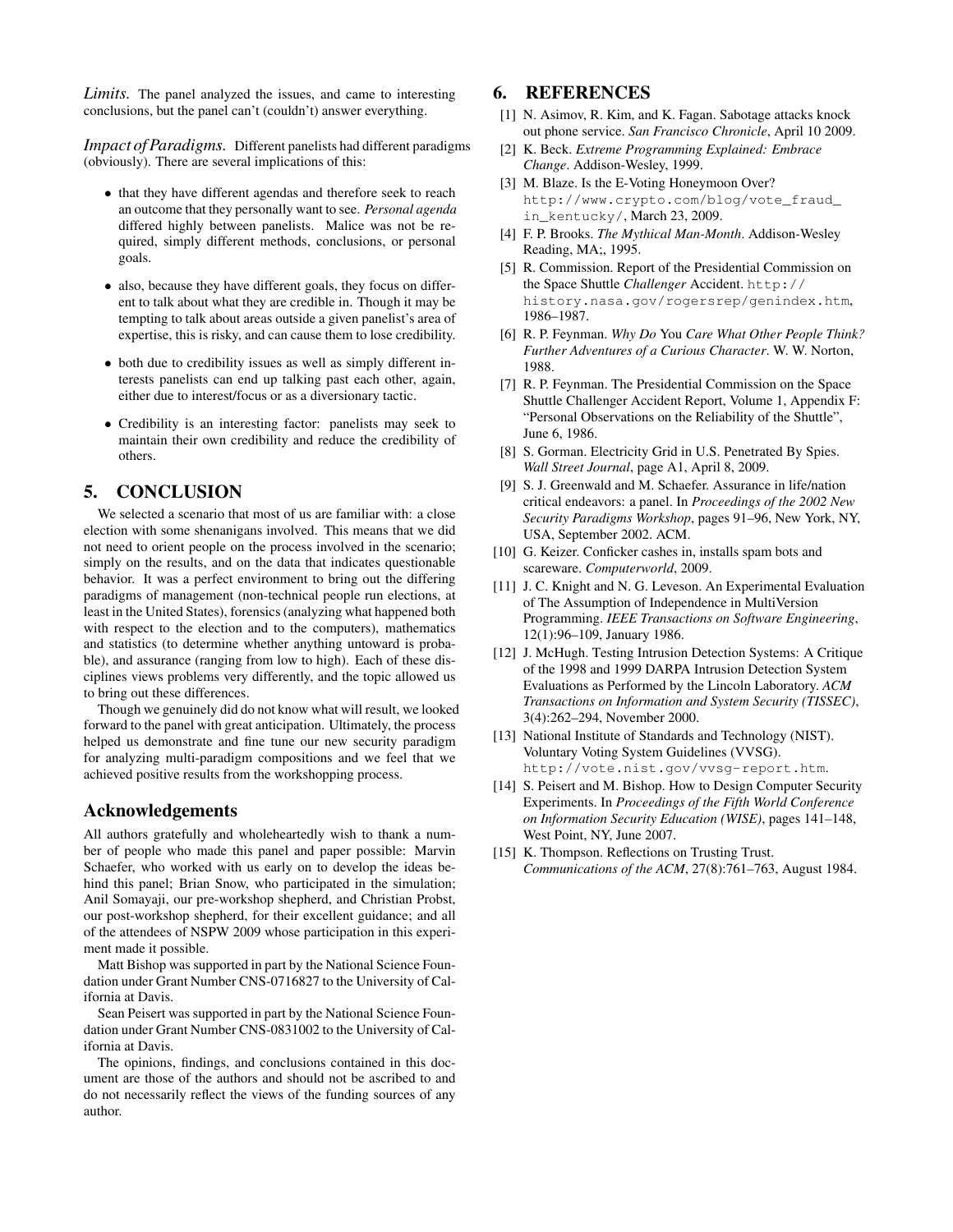*Limits.* The panel analyzed the issues, and came to interesting conclusions, but the panel can't (couldn't) answer everything.

*Impact of Paradigms.* Different panelists had different paradigms (obviously). There are several implications of this:

- that they have different agendas and therefore seek to reach an outcome that they personally want to see. *Personal agenda* differed highly between panelists. Malice was not be required, simply different methods, conclusions, or personal goals.
- also, because they have different goals, they focus on different to talk about what they are credible in. Though it may be tempting to talk about areas outside a given panelist's area of expertise, this is risky, and can cause them to lose credibility.
- both due to credibility issues as well as simply different interests panelists can end up talking past each other, again, either due to interest/focus or as a diversionary tactic.
- Credibility is an interesting factor: panelists may seek to maintain their own credibility and reduce the credibility of others.

## 5. CONCLUSION

We selected a scenario that most of us are familiar with: a close election with some shenanigans involved. This means that we did not need to orient people on the process involved in the scenario; simply on the results, and on the data that indicates questionable behavior. It was a perfect environment to bring out the differing paradigms of management (non-technical people run elections, at least in the United States), forensics (analyzing what happened both with respect to the election and to the computers), mathematics and statistics (to determine whether anything untoward is probable), and assurance (ranging from low to high). Each of these disciplines views problems very differently, and the topic allowed us to bring out these differences.

Though we genuinely did do not know what will result, we looked forward to the panel with great anticipation. Ultimately, the process helped us demonstrate and fine tune our new security paradigm for analyzing multi-paradigm compositions and we feel that we achieved positive results from the workshopping process.

## Acknowledgements

All authors gratefully and wholeheartedly wish to thank a number of people who made this panel and paper possible: Marvin Schaefer, who worked with us early on to develop the ideas behind this panel; Brian Snow, who participated in the simulation; Anil Somayaji, our pre-workshop shepherd, and Christian Probst, our post-workshop shepherd, for their excellent guidance; and all of the attendees of NSPW 2009 whose participation in this experiment made it possible.

Matt Bishop was supported in part by the National Science Foundation under Grant Number CNS-0716827 to the University of California at Davis.

Sean Peisert was supported in part by the National Science Foundation under Grant Number CNS-0831002 to the University of California at Davis.

The opinions, findings, and conclusions contained in this document are those of the authors and should not be ascribed to and do not necessarily reflect the views of the funding sources of any author.

## 6. REFERENCES

[1] N. Asimov, R. Kim, and K. Fagan. Sabotage attacks knock out phone service. *San Francisco Chronicle*, April 10 2009.

[2] K. Beck. *Extreme Programming Explained: Embrace Change*. Addison-Wesley, 1999.

[3] M. Blaze. Is the E-Voting Honeymoon Over? `http://www.crypto.com/blog/vote_fraud_in_kentucky/`, March 23, 2009.

[4] F. P. Brooks. *The Mythical Man-Month*. Addison-Wesley Reading, MA;, 1995.

[5] R. Commission. Report of the Presidential Commission on the Space Shuttle *Challenger* Accident. `http://history.nasa.gov/rogersrep/genindex.htm`, 1986–1987.

[6] R. P. Feynman. *Why Do* You *Care What Other People Think? Further Adventures of a Curious Character*. W. W. Norton, 1988.

[7] R. P. Feynman. The Presidential Commission on the Space Shuttle Challenger Accident Report, Volume 1, Appendix F: "Personal Observations on the Reliability of the Shuttle", June 6, 1986.

[8] S. Gorman. Electricity Grid in U.S. Penetrated By Spies. *Wall Street Journal*, page A1, April 8, 2009.

[9] S. J. Greenwald and M. Schaefer. Assurance in life/nation critical endeavors: a panel. In *Proceedings of the 2002 New Security Paradigms Workshop*, pages 91–96, New York, NY, USA, September 2002. ACM.

[10] G. Keizer. Conficker cashes in, installs spam bots and scareware. *Computerworld*, 2009.

[11] J. C. Knight and N. G. Leveson. An Experimental Evaluation of The Assumption of Independence in MultiVersion Programming. *IEEE Transactions on Software Engineering*, 12(1):96–109, January 1986.

[12] J. McHugh. Testing Intrusion Detection Systems: A Critique of the 1998 and 1999 DARPA Intrusion Detection System Evaluations as Performed by the Lincoln Laboratory. *ACM Transactions on Information and System Security (TISSEC)*, 3(4):262–294, November 2000.

[13] National Institute of Standards and Technology (NIST). Voluntary Voting System Guidelines (VVSG). `http://vote.nist.gov/vvsg-report.htm`.

[14] S. Peisert and M. Bishop. How to Design Computer Security Experiments. In *Proceedings of the Fifth World Conference on Information Security Education (WISE)*, pages 141–148, West Point, NY, June 2007.

[15] K. Thompson. Reflections on Trusting Trust. *Communications of the ACM*, 27(8):761–763, August 1984.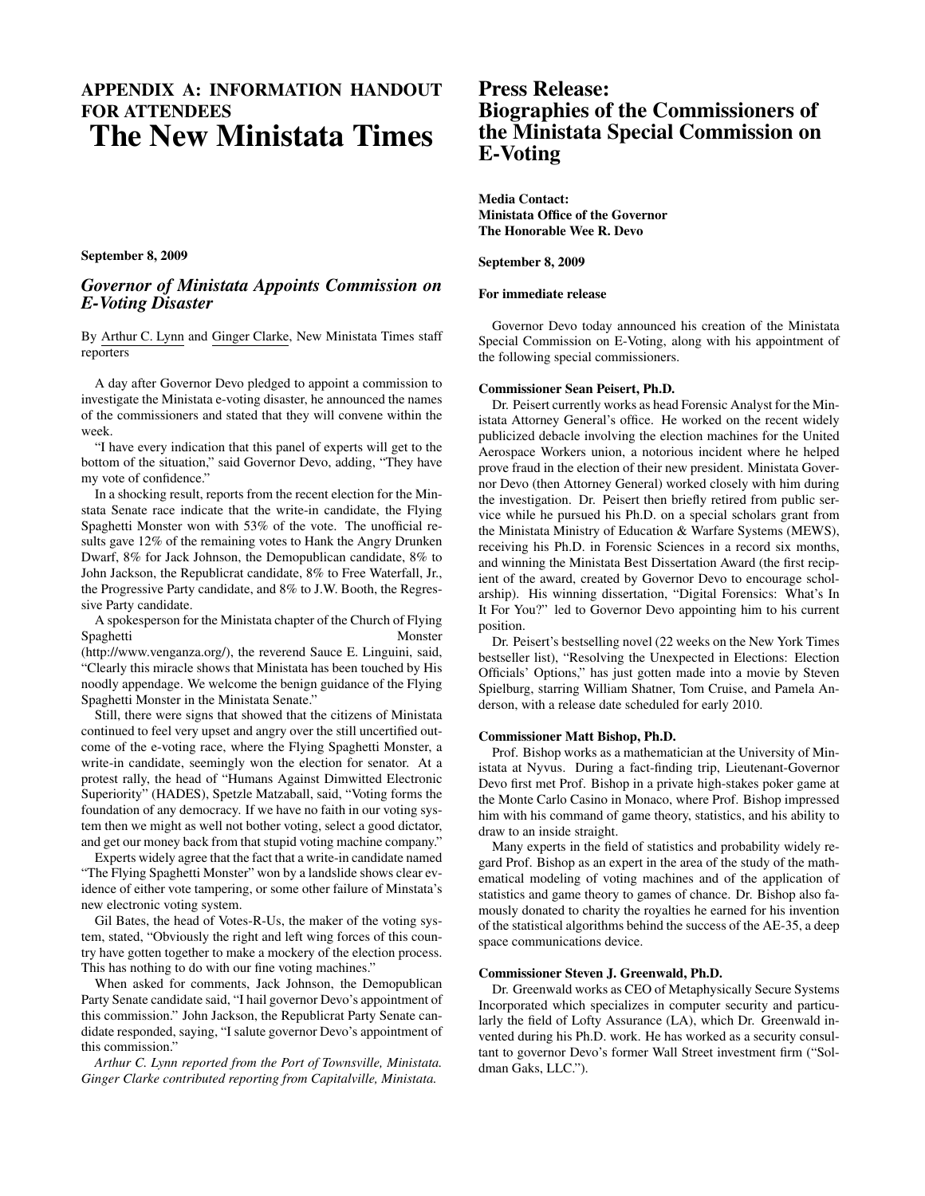## APPENDIX A: INFORMATION HANDOUT FOR ATTENDEES

# The New Ministata Times

**September 8, 2009**

### *Governor of Ministata Appoints Commission on E-Voting Disaster*

By Arthur C. Lynn and Ginger Clarke, New Ministata Times staff reporters

A day after Governor Devo pledged to appoint a commission to investigate the Ministata e-voting disaster, he announced the names of the commissioners and stated that they will convene within the week.

"I have every indication that this panel of experts will get to the bottom of the situation," said Governor Devo, adding, "They have my vote of confidence."

In a shocking result, reports from the recent election for the Minstata Senate race indicate that the write-in candidate, the Flying Spaghetti Monster won with 53% of the vote. The unofficial results gave 12% of the remaining votes to Hank the Angry Drunken Dwarf, 8% for Jack Johnson, the Demopublican candidate, 8% to John Jackson, the Republicrat candidate, 8% to Free Waterfall, Jr., the Progressive Party candidate, and 8% to J.W. Booth, the Regressive Party candidate.

A spokesperson for the Ministata chapter of the Church of Flying Spaghetti Monster (http://www.venganza.org/), the reverend Sauce E. Linguini, said, "Clearly this miracle shows that Ministata has been touched by His noodly appendage. We welcome the benign guidance of the Flying Spaghetti Monster in the Ministata Senate."

Still, there were signs that showed that the citizens of Ministata continued to feel very upset and angry over the still uncertified outcome of the e-voting race, where the Flying Spaghetti Monster, a write-in candidate, seemingly won the election for senator. At a protest rally, the head of "Humans Against Dimwitted Electronic Superiority" (HADES), Spetzle Matzaball, said, "Voting forms the foundation of any democracy. If we have no faith in our voting system then we might as well not bother voting, select a good dictator, and get our money back from that stupid voting machine company."

Experts widely agree that the fact that a write-in candidate named "The Flying Spaghetti Monster" won by a landslide shows clear evidence of either vote tampering, or some other failure of Minstata's new electronic voting system.

Gil Bates, the head of Votes-R-Us, the maker of the voting system, stated, "Obviously the right and left wing forces of this country have gotten together to make a mockery of the election process. This has nothing to do with our fine voting machines."

When asked for comments, Jack Johnson, the Demopublican Party Senate candidate said, "I hail governor Devo's appointment of this commission." John Jackson, the Republicrat Party Senate candidate responded, saying, "I salute governor Devo's appointment of this commission."

*Arthur C. Lynn reported from the Port of Townsville, Ministata. Ginger Clarke contributed reporting from Capitalville, Ministata.*

## Press Release: Biographies of the Commissioners of the Ministata Special Commission on E-Voting

**Media Contact:**
**Ministata Office of the Governor**
**The Honorable Wee R. Devo**

**September 8, 2009**

**For immediate release**

Governor Devo today announced his creation of the Ministata Special Commission on E-Voting, along with his appointment of the following special commissioners.

**Commissioner Sean Peisert, Ph.D.**

Dr. Peisert currently works as head Forensic Analyst for the Ministata Attorney General's office. He worked on the recent widely publicized debacle involving the election machines for the United Aerospace Workers union, a notorious incident where he helped prove fraud in the election of their new president. Ministata Governor Devo (then Attorney General) worked closely with him during the investigation. Dr. Peisert then briefly retired from public service while he pursued his Ph.D. on a special scholars grant from the Ministata Ministry of Education & Warfare Systems (MEWS), receiving his Ph.D. in Forensic Sciences in a record six months, and winning the Ministata Best Dissertation Award (the first recipient of the award, created by Governor Devo to encourage scholarship). His winning dissertation, "Digital Forensics: What's In It For You?" led to Governor Devo appointing him to his current position.

Dr. Peisert's bestselling novel (22 weeks on the New York Times bestseller list), "Resolving the Unexpected in Elections: Election Officials' Options," has just gotten made into a movie by Steven Spielburg, starring William Shatner, Tom Cruise, and Pamela Anderson, with a release date scheduled for early 2010.

**Commissioner Matt Bishop, Ph.D.**

Prof. Bishop works as a mathematician at the University of Ministata at Nyvus. During a fact-finding trip, Lieutenant-Governor Devo first met Prof. Bishop in a private high-stakes poker game at the Monte Carlo Casino in Monaco, where Prof. Bishop impressed him with his command of game theory, statistics, and his ability to draw to an inside straight.

Many experts in the field of statistics and probability widely regard Prof. Bishop as an expert in the area of the study of the mathematical modeling of voting machines and of the application of statistics and game theory to games of chance. Dr. Bishop also famously donated to charity the royalties he earned for his invention of the statistical algorithms behind the success of the AE-35, a deep space communications device.

**Commissioner Steven J. Greenwald, Ph.D.**

Dr. Greenwald works as CEO of Metaphysically Secure Systems Incorporated which specializes in computer security and particularly the field of Lofty Assurance (LA), which Dr. Greenwald invented during his Ph.D. work. He has worked as a security consultant to governor Devo's former Wall Street investment firm ("Soldman Gaks, LLC.").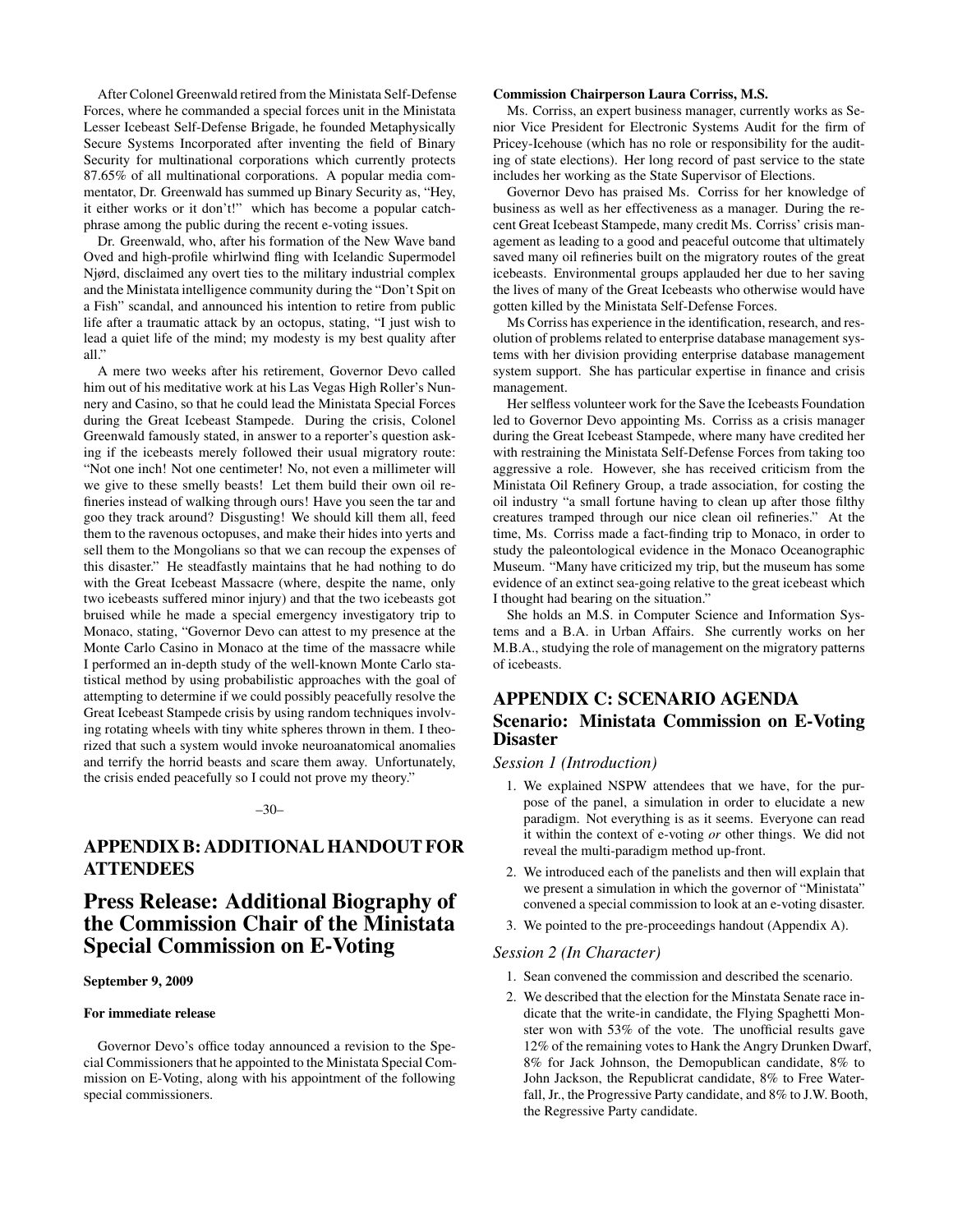After Colonel Greenwald retired from the Ministata Self-Defense Forces, where he commanded a special forces unit in the Ministata Lesser Icebeast Self-Defense Brigade, he founded Metaphysically Secure Systems Incorporated after inventing the field of Binary Security for multinational corporations which currently protects 87.65% of all multinational corporations. A popular media commentator, Dr. Greenwald has summed up Binary Security as, "Hey, it either works or it don't!" which has become a popular catchphrase among the public during the recent e-voting issues.

Dr. Greenwald, who, after his formation of the New Wave band Oved and high-profile whirlwind fling with Icelandic Supermodel Njørd, disclaimed any overt ties to the military industrial complex and the Ministata intelligence community during the "Don't Spit on a Fish" scandal, and announced his intention to retire from public life after a traumatic attack by an octopus, stating, "I just wish to lead a quiet life of the mind; my modesty is my best quality after all."

A mere two weeks after his retirement, Governor Devo called him out of his meditative work at his Las Vegas High Roller's Nunnery and Casino, so that he could lead the Ministata Special Forces during the Great Icebeast Stampede. During the crisis, Colonel Greenwald famously stated, in answer to a reporter's question asking if the icebeasts merely followed their usual migratory route: "Not one inch! Not one centimeter! No, not even a millimeter will we give to these smelly beasts! Let them build their own oil refineries instead of walking through ours! Have you seen the tar and goo they track around? Disgusting! We should kill them all, feed them to the ravenous octopuses, and make their hides into yerts and sell them to the Mongolians so that we can recoup the expenses of this disaster." He steadfastly maintains that he had nothing to do with the Great Icebeast Massacre (where, despite the name, only two icebeasts suffered minor injury) and that the two icebeasts got bruised while he made a special emergency investigatory trip to Monaco, stating, "Governor Devo can attest to my presence at the Monte Carlo Casino in Monaco at the time of the massacre while I performed an in-depth study of the well-known Monte Carlo statistical method by using probabilistic approaches with the goal of attempting to determine if we could possibly peacefully resolve the Great Icebeast Stampede crisis by using random techniques involving rotating wheels with tiny white spheres thrown in them. I theorized that such a system would invoke neuroanatomical anomalies and terrify the horrid beasts and scare them away. Unfortunately, the crisis ended peacefully so I could not prove my theory."

–30–

## APPENDIX B: ADDITIONAL HANDOUT FOR ATTENDEES

# Press Release: Additional Biography of the Commission Chair of the Ministata Special Commission on E-Voting

**September 9, 2009**

**For immediate release**

Governor Devo's office today announced a revision to the Special Commissioners that he appointed to the Ministata Special Commission on E-Voting, along with his appointment of the following special commissioners.

**Commission Chairperson Laura Corriss, M.S.**

Ms. Corriss, an expert business manager, currently works as Senior Vice President for Electronic Systems Audit for the firm of Pricey-Icehouse (which has no role or responsibility for the auditing of state elections). Her long record of past service to the state includes her working as the State Supervisor of Elections.

Governor Devo has praised Ms. Corriss for her knowledge of business as well as her effectiveness as a manager. During the recent Great Icebeast Stampede, many credit Ms. Corriss' crisis management as leading to a good and peaceful outcome that ultimately saved many oil refineries built on the migratory routes of the great icebeasts. Environmental groups applauded her due to her saving the lives of many of the Great Icebeasts who otherwise would have gotten killed by the Ministata Self-Defense Forces.

Ms Corriss has experience in the identification, research, and resolution of problems related to enterprise database management systems with her division providing enterprise database management system support. She has particular expertise in finance and crisis management.

Her selfless volunteer work for the Save the Icebeasts Foundation led to Governor Devo appointing Ms. Corriss as a crisis manager during the Great Icebeast Stampede, where many have credited her with restraining the Ministata Self-Defense Forces from taking too aggressive a role. However, she has received criticism from the Ministata Oil Refinery Group, a trade association, for costing the oil industry "a small fortune having to clean up after those filthy creatures tramped through our nice clean oil refineries." At the time, Ms. Corriss made a fact-finding trip to Monaco, in order to study the paleontological evidence in the Monaco Oceanographic Museum. "Many have criticized my trip, but the museum has some evidence of an extinct sea-going relative to the great icebeast which I thought had bearing on the situation."

She holds an M.S. in Computer Science and Information Systems and a B.A. in Urban Affairs. She currently works on her M.B.A., studying the role of management on the migratory patterns of icebeasts.

## APPENDIX C: SCENARIO AGENDA

## Scenario: Ministata Commission on E-Voting Disaster

### *Session 1 (Introduction)*

1. We explained NSPW attendees that we have, for the purpose of the panel, a simulation in order to elucidate a new paradigm. Not everything is as it seems. Everyone can read it within the context of e-voting *or* other things. We did not reveal the multi-paradigm method up-front.
2. We introduced each of the panelists and then will explain that we present a simulation in which the governor of "Ministata" convened a special commission to look at an e-voting disaster.
3. We pointed to the pre-proceedings handout (Appendix A).

### *Session 2 (In Character)*

1. Sean convened the commission and described the scenario.
2. We described that the election for the Minstata Senate race indicate that the write-in candidate, the Flying Spaghetti Monster won with 53% of the vote. The unofficial results gave 12% of the remaining votes to Hank the Angry Drunken Dwarf, 8% for Jack Johnson, the Demopublican candidate, 8% to John Jackson, the Republicrat candidate, 8% to Free Waterfall, Jr., the Progressive Party candidate, and 8% to J.W. Booth, the Regressive Party candidate.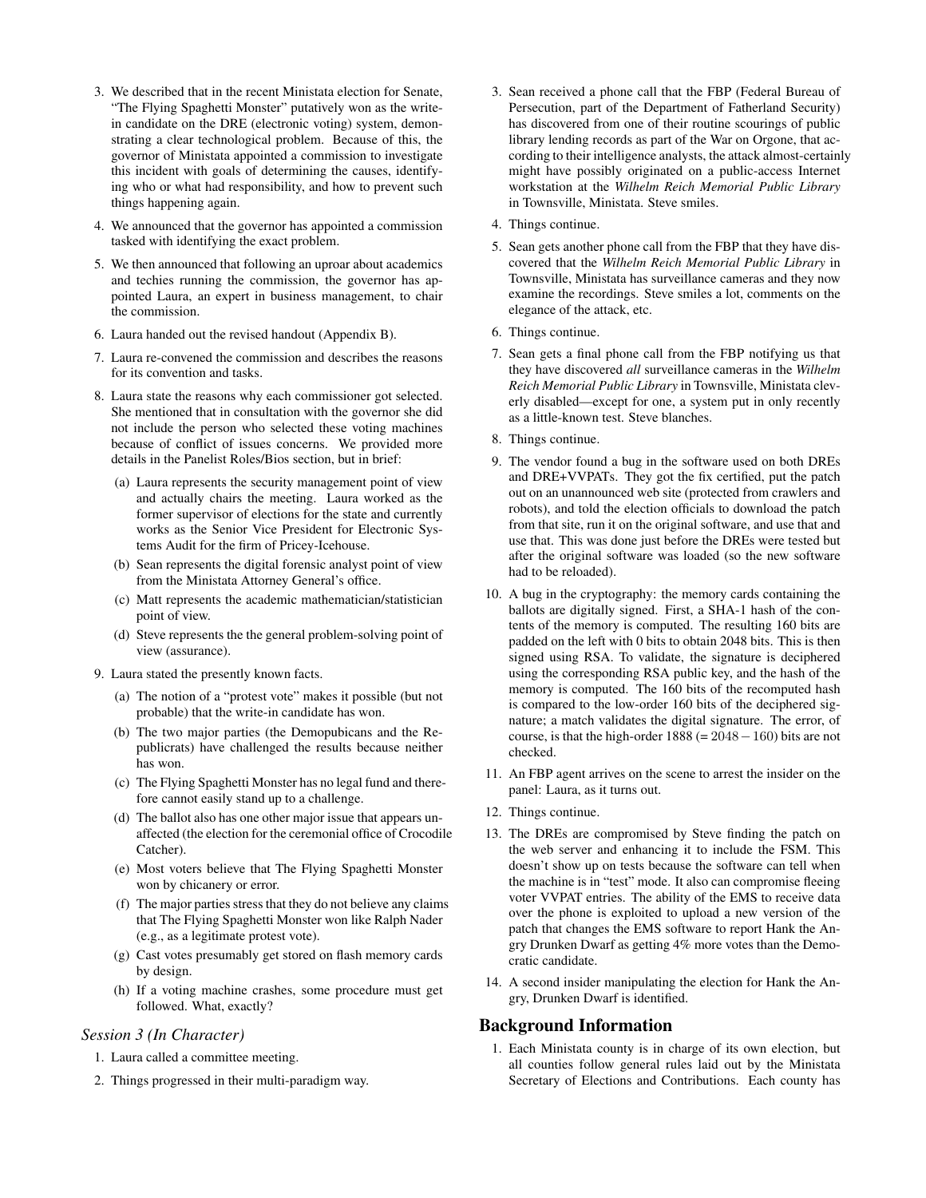3. We described that in the recent Ministata election for Senate, "The Flying Spaghetti Monster" putatively won as the write-in candidate on the DRE (electronic voting) system, demonstrating a clear technological problem. Because of this, the governor of Ministata appointed a commission to investigate this incident with goals of determining the causes, identifying who or what had responsibility, and how to prevent such things happening again.

4. We announced that the governor has appointed a commission tasked with identifying the exact problem.

5. We then announced that following an uproar about academics and techies running the commission, the governor has appointed Laura, an expert in business management, to chair the commission.

6. Laura handed out the revised handout (Appendix B).

7. Laura re-convened the commission and describes the reasons for its convention and tasks.

8. Laura state the reasons why each commissioner got selected. She mentioned that in consultation with the governor she did not include the person who selected these voting machines because of conflict of issues concerns. We provided more details in the Panelist Roles/Bios section, but in brief:

   (a) Laura represents the security management point of view and actually chairs the meeting. Laura worked as the former supervisor of elections for the state and currently works as the Senior Vice President for Electronic Systems Audit for the firm of Pricey-Icehouse.

   (b) Sean represents the digital forensic analyst point of view from the Ministata Attorney General's office.

   (c) Matt represents the academic mathematician/statistician point of view.

   (d) Steve represents the the general problem-solving point of view (assurance).

9. Laura stated the presently known facts.

   (a) The notion of a "protest vote" makes it possible (but not probable) that the write-in candidate has won.

   (b) The two major parties (the Demopubicans and the Republicrats) have challenged the results because neither has won.

   (c) The Flying Spaghetti Monster has no legal fund and therefore cannot easily stand up to a challenge.

   (d) The ballot also has one other major issue that appears unaffected (the election for the ceremonial office of Crocodile Catcher).

   (e) Most voters believe that The Flying Spaghetti Monster won by chicanery or error.

   (f) The major parties stress that they do not believe any claims that The Flying Spaghetti Monster won like Ralph Nader (e.g., as a legitimate protest vote).

   (g) Cast votes presumably get stored on flash memory cards by design.

   (h) If a voting machine crashes, some procedure must get followed. What, exactly?

### *Session 3 (In Character)*

1. Laura called a committee meeting.

2. Things progressed in their multi-paradigm way.

3. Sean received a phone call that the FBP (Federal Bureau of Persecution, part of the Department of Fatherland Security) has discovered from one of their routine scourings of public library lending records as part of the War on Orgone, that according to their intelligence analysts, the attack almost-certainly might have possibly originated on a public-access Internet workstation at the *Wilhelm Reich Memorial Public Library* in Townsville, Ministata. Steve smiles.

4. Things continue.

5. Sean gets another phone call from the FBP that they have discovered that the *Wilhelm Reich Memorial Public Library* in Townsville, Ministata has surveillance cameras and they now examine the recordings. Steve smiles a lot, comments on the elegance of the attack, etc.

6. Things continue.

7. Sean gets a final phone call from the FBP notifying us that they have discovered *all* surveillance cameras in the *Wilhelm Reich Memorial Public Library* in Townsville, Ministata cleverly disabled—except for one, a system put in only recently as a little-known test. Steve blanches.

8. Things continue.

9. The vendor found a bug in the software used on both DREs and DRE+VVPATs. They got the fix certified, put the patch out on an unannounced web site (protected from crawlers and robots), and told the election officials to download the patch from that site, run it on the original software, and use that and use that. This was done just before the DREs were tested but after the original software was loaded (so the new software had to be reloaded).

10. A bug in the cryptography: the memory cards containing the ballots are digitally signed. First, a SHA-1 hash of the contents of the memory is computed. The resulting 160 bits are padded on the left with 0 bits to obtain 2048 bits. This is then signed using RSA. To validate, the signature is deciphered using the corresponding RSA public key, and the hash of the memory is computed. The 160 bits of the recomputed hash is compared to the low-order 160 bits of the deciphered signature; a match validates the digital signature. The error, of course, is that the high-order 1888 ($= 2048 - 160$) bits are not checked.

11. An FBP agent arrives on the scene to arrest the insider on the panel: Laura, as it turns out.

12. Things continue.

13. The DREs are compromised by Steve finding the patch on the web server and enhancing it to include the FSM. This doesn't show up on tests because the software can tell when the machine is in "test" mode. It also can compromise fleeing voter VVPAT entries. The ability of the EMS to receive data over the phone is exploited to upload a new version of the patch that changes the EMS software to report Hank the Angry Drunken Dwarf as getting 4% more votes than the Democratic candidate.

14. A second insider manipulating the election for Hank the Angry, Drunken Dwarf is identified.

## Background Information

1. Each Ministata county is in charge of its own election, but all counties follow general rules laid out by the Ministata Secretary of Elections and Contributions. Each county has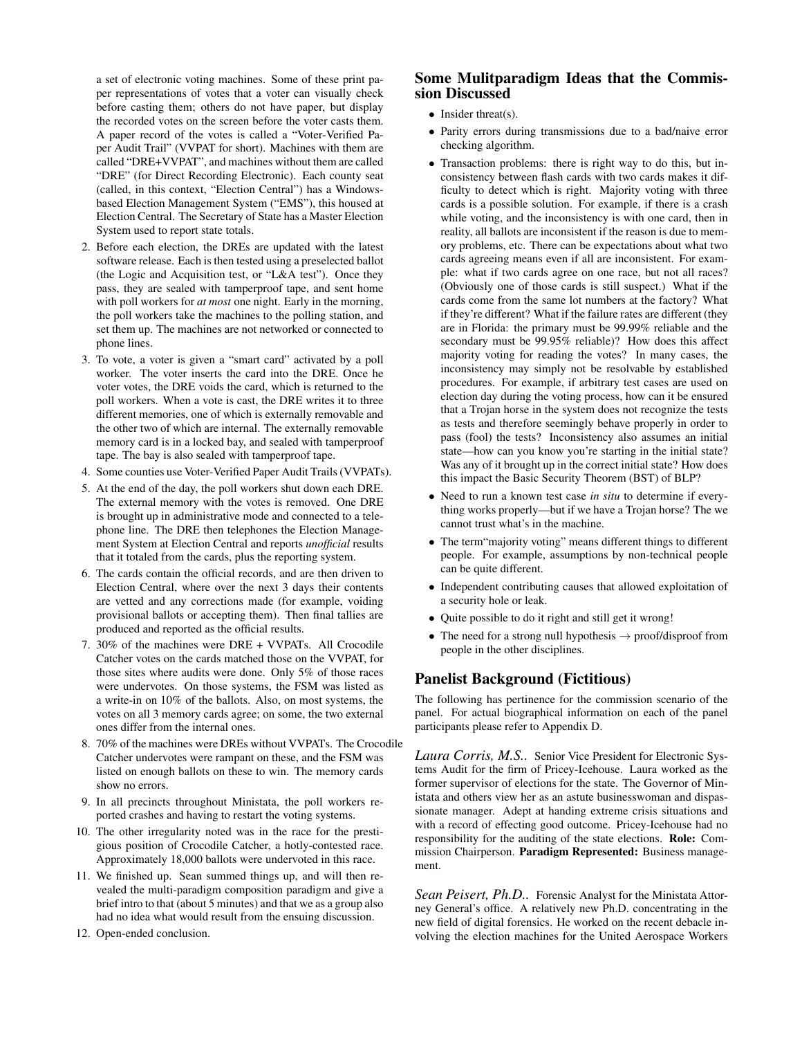a set of electronic voting machines. Some of these print paper representations of votes that a voter can visually check before casting them; others do not have paper, but display the recorded votes on the screen before the voter casts them. A paper record of the votes is called a "Voter-Verified Paper Audit Trail" (VVPAT for short). Machines with them are called "DRE+VVPAT", and machines without them are called "DRE" (for Direct Recording Electronic). Each county seat (called, in this context, "Election Central") has a Windows-based Election Management System ("EMS"), this housed at Election Central. The Secretary of State has a Master Election System used to report state totals.

2. Before each election, the DREs are updated with the latest software release. Each is then tested using a preselected ballot (the Logic and Acquisition test, or "L&A test"). Once they pass, they are sealed with tamperproof tape, and sent home with poll workers for *at most* one night. Early in the morning, the poll workers take the machines to the polling station, and set them up. The machines are not networked or connected to phone lines.
3. To vote, a voter is given a "smart card" activated by a poll worker. The voter inserts the card into the DRE. Once he voter votes, the DRE voids the card, which is returned to the poll workers. When a vote is cast, the DRE writes it to three different memories, one of which is externally removable and the other two of which are internal. The externally removable memory card is in a locked bay, and sealed with tamperproof tape. The bay is also sealed with tamperproof tape.
4. Some counties use Voter-Verified Paper Audit Trails (VVPATs).
5. At the end of the day, the poll workers shut down each DRE. The external memory with the votes is removed. One DRE is brought up in administrative mode and connected to a telephone line. The DRE then telephones the Election Management System at Election Central and reports *unofficial* results that it totaled from the cards, plus the reporting system.
6. The cards contain the official records, and are then driven to Election Central, where over the next 3 days their contents are vetted and any corrections made (for example, voiding provisional ballots or accepting them). Then final tallies are produced and reported as the official results.
7. 30% of the machines were DRE + VVPATs. All Crocodile Catcher votes on the cards matched those on the VVPAT, for those sites where audits were done. Only 5% of those races were undervotes. On those systems, the FSM was listed as a write-in on 10% of the ballots. Also, on most systems, the votes on all 3 memory cards agree; on some, the two external ones differ from the internal ones.
8. 70% of the machines were DREs without VVPATs. The Crocodile Catcher undervotes were rampant on these, and the FSM was listed on enough ballots on these to win. The memory cards show no errors.
9. In all precincts throughout Ministata, the poll workers reported crashes and having to restart the voting systems.
10. The other irregularity noted was in the race for the prestigious position of Crocodile Catcher, a hotly-contested race. Approximately 18,000 ballots were undervoted in this race.
11. We finished up. Sean summed things up, and will then revealed the multi-paradigm composition paradigm and give a brief intro to that (about 5 minutes) and that we as a group also had no idea what would result from the ensuing discussion.
12. Open-ended conclusion.

## Some Mulitparadigm Ideas that the Commission Discussed

- Insider threat(s).
- Parity errors during transmissions due to a bad/naive error checking algorithm.
- Transaction problems: there is right way to do this, but inconsistency between flash cards with two cards makes it difficulty to detect which is right. Majority voting with three cards is a possible solution. For example, if there is a crash while voting, and the inconsistency is with one card, then in reality, all ballots are inconsistent if the reason is due to memory problems, etc. There can be expectations about what two cards agreeing means even if all are inconsistent. For example: what if two cards agree on one race, but not all races? (Obviously one of those cards is still suspect.) What if the cards come from the same lot numbers at the factory? What if they're different? What if the failure rates are different (they are in Florida: the primary must be 99.99% reliable and the secondary must be 99.95% reliable)? How does this affect majority voting for reading the votes? In many cases, the inconsistency may simply not be resolvable by established procedures. For example, if arbitrary test cases are used on election day during the voting process, how can it be ensured that a Trojan horse in the system does not recognize the tests as tests and therefore seemingly behave properly in order to pass (fool) the tests? Inconsistency also assumes an initial state—how can you know you're starting in the initial state? Was any of it brought up in the correct initial state? How does this impact the Basic Security Theorem (BST) of BLP?
- Need to run a known test case *in situ* to determine if everything works properly—but if we have a Trojan horse? The we cannot trust what's in the machine.
- The term"majority voting" means different things to different people. For example, assumptions by non-technical people can be quite different.
- Independent contributing causes that allowed exploitation of a security hole or leak.
- Quite possible to do it right and still get it wrong!
- The need for a strong null hypothesis → proof/disproof from people in the other disciplines.

## Panelist Background (Fictitious)

The following has pertinence for the commission scenario of the panel. For actual biographical information on each of the panel participants please refer to Appendix D.

*Laura Corris, M.S.*. Senior Vice President for Electronic Systems Audit for the firm of Pricey-Icehouse. Laura worked as the former supervisor of elections for the state. The Governor of Ministata and others view her as an astute businesswoman and dispassionate manager. Adept at handing extreme crisis situations and with a record of effecting good outcome. Pricey-Icehouse had no responsibility for the auditing of the state elections. **Role:** Commission Chairperson. **Paradigm Represented:** Business management.

*Sean Peisert, Ph.D.*. Forensic Analyst for the Ministata Attorney General's office. A relatively new Ph.D. concentrating in the new field of digital forensics. He worked on the recent debacle involving the election machines for the United Aerospace Workers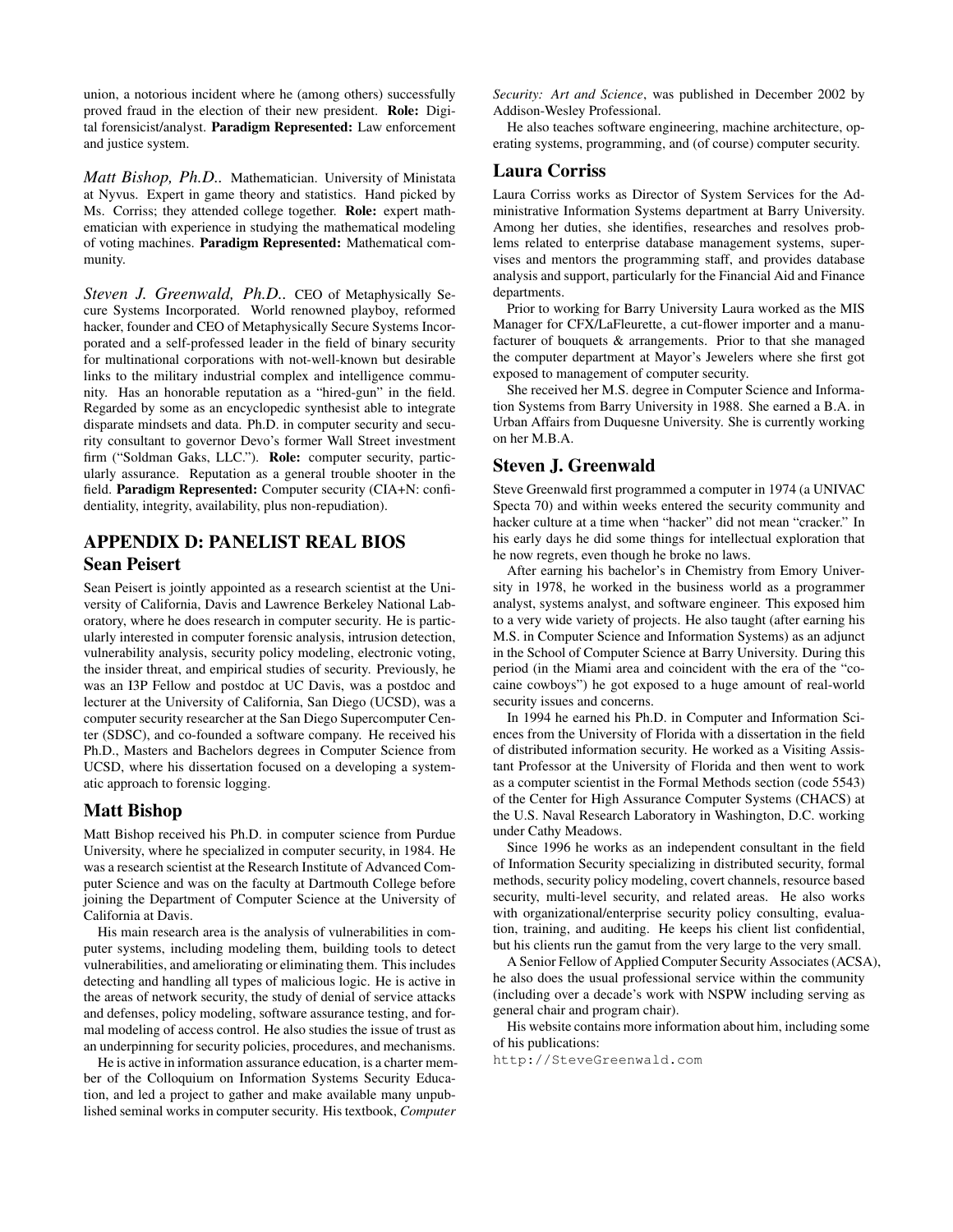union, a notorious incident where he (among others) successfully proved fraud in the election of their new president. **Role:** Digital forensicist/analyst. **Paradigm Represented:** Law enforcement and justice system.

*Matt Bishop, Ph.D..* Mathematician. University of Ministata at Nyvus. Expert in game theory and statistics. Hand picked by Ms. Corriss; they attended college together. **Role:** expert mathematician with experience in studying the mathematical modeling of voting machines. **Paradigm Represented:** Mathematical community.

*Steven J. Greenwald, Ph.D..* CEO of Metaphysically Secure Systems Incorporated. World renowned playboy, reformed hacker, founder and CEO of Metaphysically Secure Systems Incorporated and a self-professed leader in the field of binary security for multinational corporations with not-well-known but desirable links to the military industrial complex and intelligence community. Has an honorable reputation as a "hired-gun" in the field. Regarded by some as an encyclopedic synthesist able to integrate disparate mindsets and data. Ph.D. in computer security and security consultant to governor Devo's former Wall Street investment firm ("Soldman Gaks, LLC."). **Role:** computer security, particularly assurance. Reputation as a general trouble shooter in the field. **Paradigm Represented:** Computer security (CIA+N: confidentiality, integrity, availability, plus non-repudiation).

## APPENDIX D: PANELIST REAL BIOS

### Sean Peisert

Sean Peisert is jointly appointed as a research scientist at the University of California, Davis and Lawrence Berkeley National Laboratory, where he does research in computer security. He is particularly interested in computer forensic analysis, intrusion detection, vulnerability analysis, security policy modeling, electronic voting, the insider threat, and empirical studies of security. Previously, he was an I3P Fellow and postdoc at UC Davis, was a postdoc and lecturer at the University of California, San Diego (UCSD), was a computer security researcher at the San Diego Supercomputer Center (SDSC), and co-founded a software company. He received his Ph.D., Masters and Bachelors degrees in Computer Science from UCSD, where his dissertation focused on a developing a systematic approach to forensic logging.

### Matt Bishop

Matt Bishop received his Ph.D. in computer science from Purdue University, where he specialized in computer security, in 1984. He was a research scientist at the Research Institute of Advanced Computer Science and was on the faculty at Dartmouth College before joining the Department of Computer Science at the University of California at Davis.

His main research area is the analysis of vulnerabilities in computer systems, including modeling them, building tools to detect vulnerabilities, and ameliorating or eliminating them. This includes detecting and handling all types of malicious logic. He is active in the areas of network security, the study of denial of service attacks and defenses, policy modeling, software assurance testing, and formal modeling of access control. He also studies the issue of trust as an underpinning for security policies, procedures, and mechanisms.

He is active in information assurance education, is a charter member of the Colloquium on Information Systems Security Education, and led a project to gather and make available many unpublished seminal works in computer security. His textbook, *Computer Security: Art and Science*, was published in December 2002 by Addison-Wesley Professional.

He also teaches software engineering, machine architecture, operating systems, programming, and (of course) computer security.

### Laura Corriss

Laura Corriss works as Director of System Services for the Administrative Information Systems department at Barry University. Among her duties, she identifies, researches and resolves problems related to enterprise database management systems, supervises and mentors the programming staff, and provides database analysis and support, particularly for the Financial Aid and Finance departments.

Prior to working for Barry University Laura worked as the MIS Manager for CFX/LaFleurette, a cut-flower importer and a manufacturer of bouquets & arrangements. Prior to that she managed the computer department at Mayor's Jewelers where she first got exposed to management of computer security.

She received her M.S. degree in Computer Science and Information Systems from Barry University in 1988. She earned a B.A. in Urban Affairs from Duquesne University. She is currently working on her M.B.A.

### Steven J. Greenwald

Steve Greenwald first programmed a computer in 1974 (a UNIVAC Specta 70) and within weeks entered the security community and hacker culture at a time when "hacker" did not mean "cracker." In his early days he did some things for intellectual exploration that he now regrets, even though he broke no laws.

After earning his bachelor's in Chemistry from Emory University in 1978, he worked in the business world as a programmer analyst, systems analyst, and software engineer. This exposed him to a very wide variety of projects. He also taught (after earning his M.S. in Computer Science and Information Systems) as an adjunct in the School of Computer Science at Barry University. During this period (in the Miami area and coincident with the era of the "cocaine cowboys") he got exposed to a huge amount of real-world security issues and concerns.

In 1994 he earned his Ph.D. in Computer and Information Sciences from the University of Florida with a dissertation in the field of distributed information security. He worked as a Visiting Assistant Professor at the University of Florida and then went to work as a computer scientist in the Formal Methods section (code 5543) of the Center for High Assurance Computer Systems (CHACS) at the U.S. Naval Research Laboratory in Washington, D.C. working under Cathy Meadows.

Since 1996 he works as an independent consultant in the field of Information Security specializing in distributed security, formal methods, security policy modeling, covert channels, resource based security, multi-level security, and related areas. He also works with organizational/enterprise security policy consulting, evaluation, training, and auditing. He keeps his client list confidential, but his clients run the gamut from the very large to the very small.

A Senior Fellow of Applied Computer Security Associates (ACSA), he also does the usual professional service within the community (including over a decade's work with NSPW including serving as general chair and program chair).

His website contains more information about him, including some of his publications:

`http://SteveGreenwald.com`